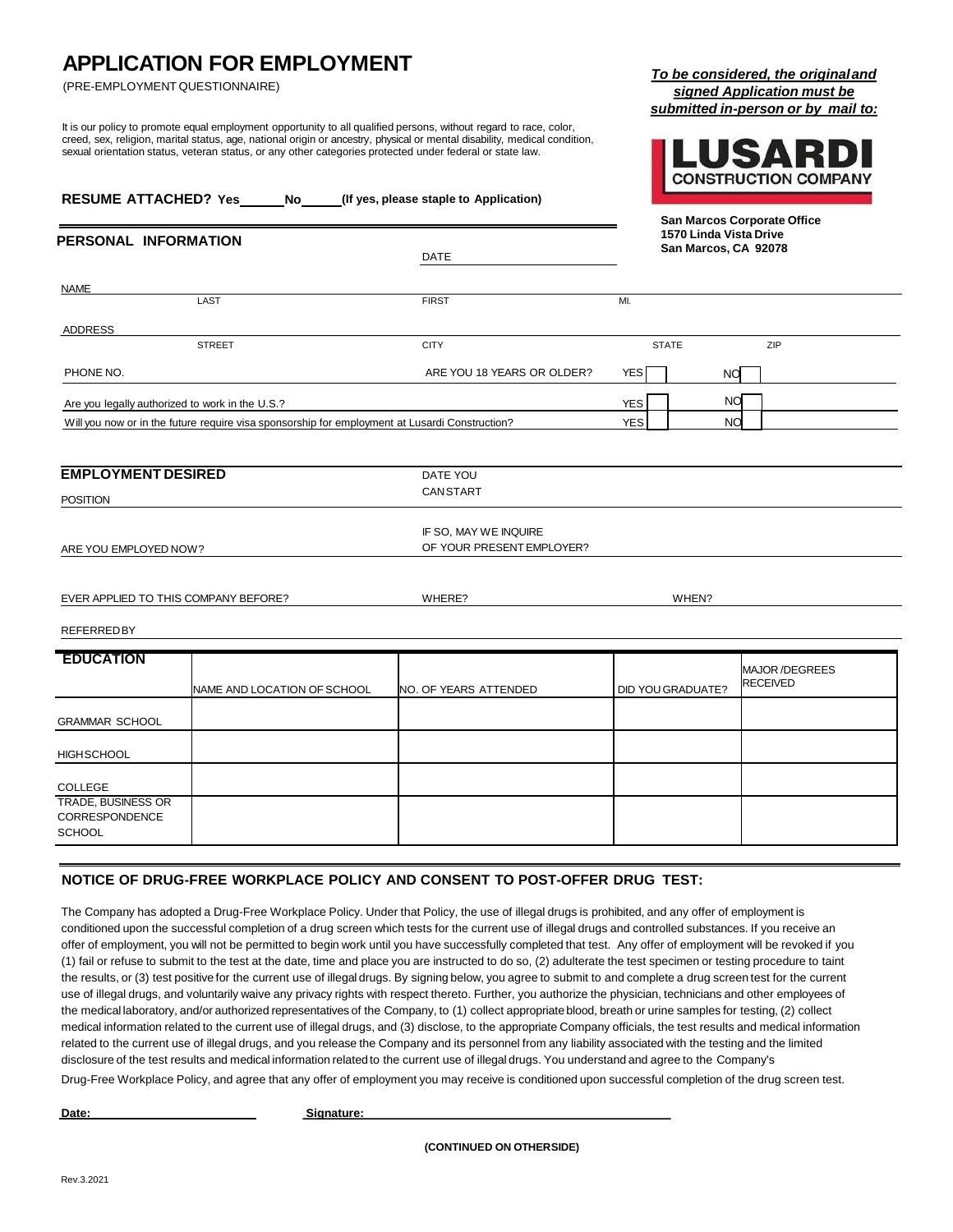# APPLICATION FOR EMPLOYMENT

(PRE-EMPLOYMENT QUESTIONNAIRE)

***To be considered, the original and signed Application must be submitted in-person or by mail to:***

**LUSARDI CONSTRUCTION COMPANY**

**San Marcos Corporate Office**
**1570 Linda Vista Drive**
**San Marcos, CA 92078**

It is our policy to promote equal employment opportunity to all qualified persons, without regard to race, color, creed, sex, religion, marital status, age, national origin or ancestry, physical or mental disability, medical condition, sexual orientation status, veteran status, or any other categories protected under federal or state law.

**RESUME ATTACHED? Yes______ No______ (If yes, please staple to Application)**

## PERSONAL INFORMATION

DATE ____________________

NAME ____________________ ____________________ ____________________
LAST FIRST MI.

ADDRESS ____________________ ____________________ ____________________ ____________________
STREET CITY STATE ZIP

PHONE NO. ____________________ ARE YOU 18 YEARS OR OLDER? YES ☐ NO ☐

Are you legally authorized to work in the U.S.? YES ☐ NO ☐

Will you now or in the future require visa sponsorship for employment at Lusardi Construction? YES ☐ NO ☐

## EMPLOYMENT DESIRED

POSITION ____________________ DATE YOU CAN START ____________________

ARE YOU EMPLOYED NOW? ____________________ IF SO, MAY WE INQUIRE OF YOUR PRESENT EMPLOYER? ____________________

EVER APPLIED TO THIS COMPANY BEFORE? ____________________ WHERE? ____________________ WHEN? ____________________

REFERRED BY ____________________

## EDUCATION

| EDUCATION | NAME AND LOCATION OF SCHOOL | NO. OF YEARS ATTENDED | DID YOU GRADUATE? | MAJOR /DEGREES RECEIVED |
|---|---|---|---|---|
| GRAMMAR SCHOOL | | | | |
| HIGH SCHOOL | | | | |
| COLLEGE | | | | |
| TRADE, BUSINESS OR CORRESPONDENCE SCHOOL | | | | |

## NOTICE OF DRUG-FREE WORKPLACE POLICY AND CONSENT TO POST-OFFER DRUG TEST:

The Company has adopted a Drug-Free Workplace Policy. Under that Policy, the use of illegal drugs is prohibited, and any offer of employment is conditioned upon the successful completion of a drug screen which tests for the current use of illegal drugs and controlled substances. If you receive an offer of employment, you will not be permitted to begin work until you have successfully completed that test. Any offer of employment will be revoked if you (1) fail or refuse to submit to the test at the date, time and place you are instructed to do so, (2) adulterate the test specimen or testing procedure to taint the results, or (3) test positive for the current use of illegal drugs. By signing below, you agree to submit to and complete a drug screen test for the current use of illegal drugs, and voluntarily waive any privacy rights with respect thereto. Further, you authorize the physician, technicians and other employees of the medical laboratory, and/or authorized representatives of the Company, to (1) collect appropriate blood, breath or urine samples for testing, (2) collect medical information related to the current use of illegal drugs, and (3) disclose, to the appropriate Company officials, the test results and medical information related to the current use of illegal drugs, and you release the Company and its personnel from any liability associated with the testing and the limited disclosure of the test results and medical information related to the current use of illegal drugs. You understand and agree to the Company's Drug-Free Workplace Policy, and agree that any offer of employment you may receive is conditioned upon successful completion of the drug screen test.

**Date:** ____________________ **Signature:** ________________________________________

**(CONTINUED ON OTHER SIDE)**

Rev.3.2021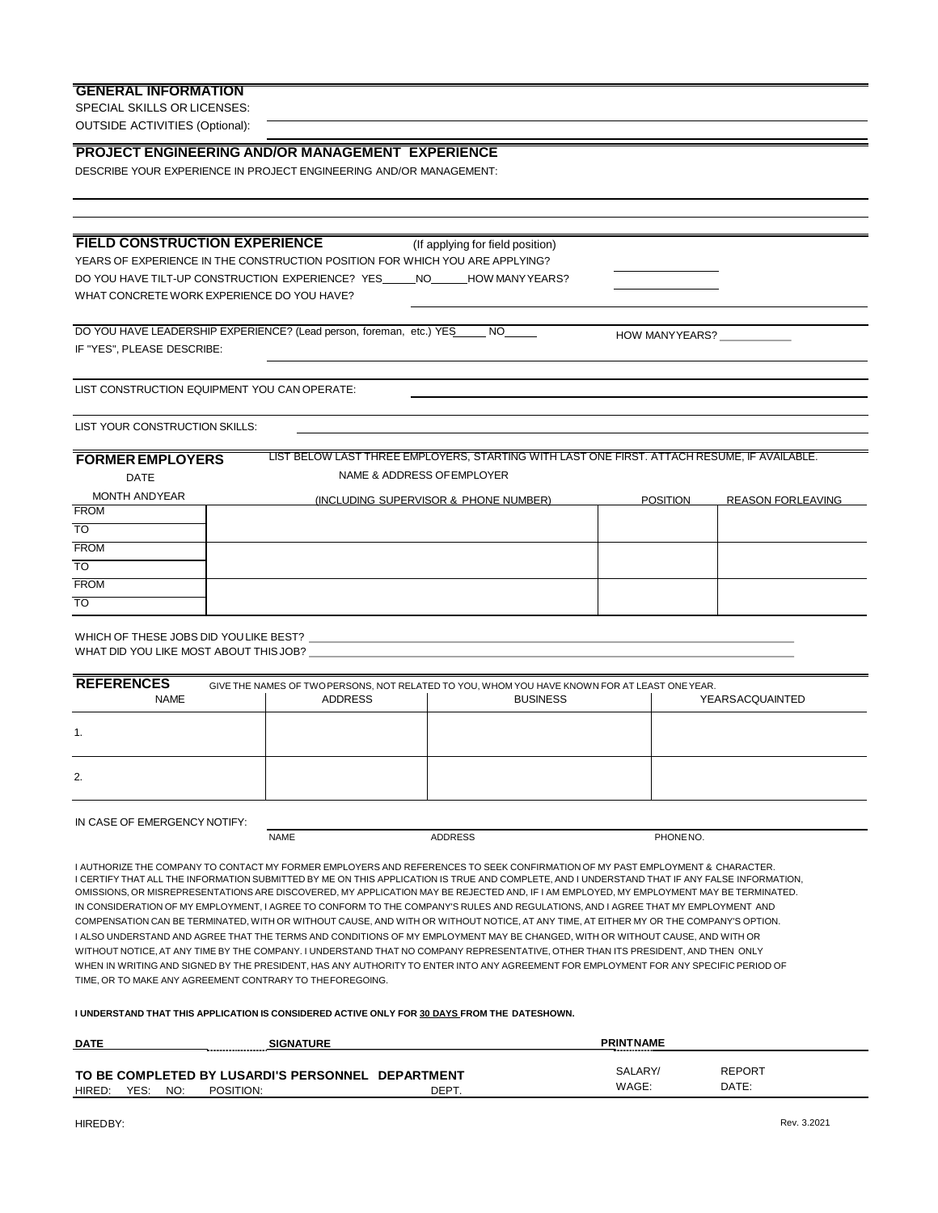## GENERAL INFORMATION

SPECIAL SKILLS OR LICENSES:

OUTSIDE ACTIVITIES (Optional): ______________________________

## PROJECT ENGINEERING AND/OR MANAGEMENT EXPERIENCE

DESCRIBE YOUR EXPERIENCE IN PROJECT ENGINEERING AND/OR MANAGEMENT:

______________________________

______________________________

## FIELD CONSTRUCTION EXPERIENCE (If applying for field position)

YEARS OF EXPERIENCE IN THE CONSTRUCTION POSITION FOR WHICH YOU ARE APPLYING? ____________

DO YOU HAVE TILT-UP CONSTRUCTION EXPERIENCE? YES_____NO_____HOW MANY YEARS? ____________

WHAT CONCRETE WORK EXPERIENCE DO YOU HAVE? ______________________________

DO YOU HAVE LEADERSHIP EXPERIENCE? (Lead person, foreman, etc.) YES_____ NO_____ HOW MANY YEARS? ____________

IF "YES", PLEASE DESCRIBE: ______________________________

LIST CONSTRUCTION EQUIPMENT YOU CAN OPERATE: ______________________________

LIST YOUR CONSTRUCTION SKILLS: ______________________________

## FORMER EMPLOYERS

LIST BELOW LAST THREE EMPLOYERS, STARTING WITH LAST ONE FIRST. ATTACH RESUME, IF AVAILABLE.

| DATE MONTH AND YEAR | NAME & ADDRESS OF EMPLOYER (INCLUDING SUPERVISOR & PHONE NUMBER) | POSITION | REASON FOR LEAVING |
|---|---|---|---|
| FROM<br>TO | | | |
| FROM<br>TO | | | |
| FROM<br>TO | | | |

WHICH OF THESE JOBS DID YOU LIKE BEST? ______________________________

WHAT DID YOU LIKE MOST ABOUT THIS JOB? ______________________________

## REFERENCES

GIVE THE NAMES OF TWO PERSONS, NOT RELATED TO YOU, WHOM YOU HAVE KNOWN FOR AT LEAST ONE YEAR.

| NAME | ADDRESS | BUSINESS | YEARS ACQUAINTED |
|---|---|---|---|
| 1. | | | |
| 2. | | | |

IN CASE OF EMERGENCY NOTIFY: ______________________________

NAME ADDRESS PHONE NO.

I AUTHORIZE THE COMPANY TO CONTACT MY FORMER EMPLOYERS AND REFERENCES TO SEEK CONFIRMATION OF MY PAST EMPLOYMENT & CHARACTER. I CERTIFY THAT ALL THE INFORMATION SUBMITTED BY ME ON THIS APPLICATION IS TRUE AND COMPLETE, AND I UNDERSTAND THAT IF ANY FALSE INFORMATION, OMISSIONS, OR MISREPRESENTATIONS ARE DISCOVERED, MY APPLICATION MAY BE REJECTED AND, IF I AM EMPLOYED, MY EMPLOYMENT MAY BE TERMINATED. IN CONSIDERATION OF MY EMPLOYMENT, I AGREE TO CONFORM TO THE COMPANY'S RULES AND REGULATIONS, AND I AGREE THAT MY EMPLOYMENT AND COMPENSATION CAN BE TERMINATED, WITH OR WITHOUT CAUSE, AND WITH OR WITHOUT NOTICE, AT ANY TIME, AT EITHER MY OR THE COMPANY'S OPTION. I ALSO UNDERSTAND AND AGREE THAT THE TERMS AND CONDITIONS OF MY EMPLOYMENT MAY BE CHANGED, WITH OR WITHOUT CAUSE, AND WITH OR WITHOUT NOTICE, AT ANY TIME BY THE COMPANY. I UNDERSTAND THAT NO COMPANY REPRESENTATIVE, OTHER THAN ITS PRESIDENT, AND THEN ONLY WHEN IN WRITING AND SIGNED BY THE PRESIDENT, HAS ANY AUTHORITY TO ENTER INTO ANY AGREEMENT FOR EMPLOYMENT FOR ANY SPECIFIC PERIOD OF TIME, OR TO MAKE ANY AGREEMENT CONTRARY TO THE FOREGOING.

**I UNDERSTAND THAT THIS APPLICATION IS CONSIDERED ACTIVE ONLY FOR 30 DAYS FROM THE DATE SHOWN.**

**DATE** ____________ **SIGNATURE** ____________ **PRINT NAME** ____________

## TO BE COMPLETED BY LUSARDI'S PERSONNEL DEPARTMENT

HIRED: YES: NO: POSITION: DEPT. SALARY/ WAGE: REPORT DATE:

HIRED BY:

Rev. 3.2021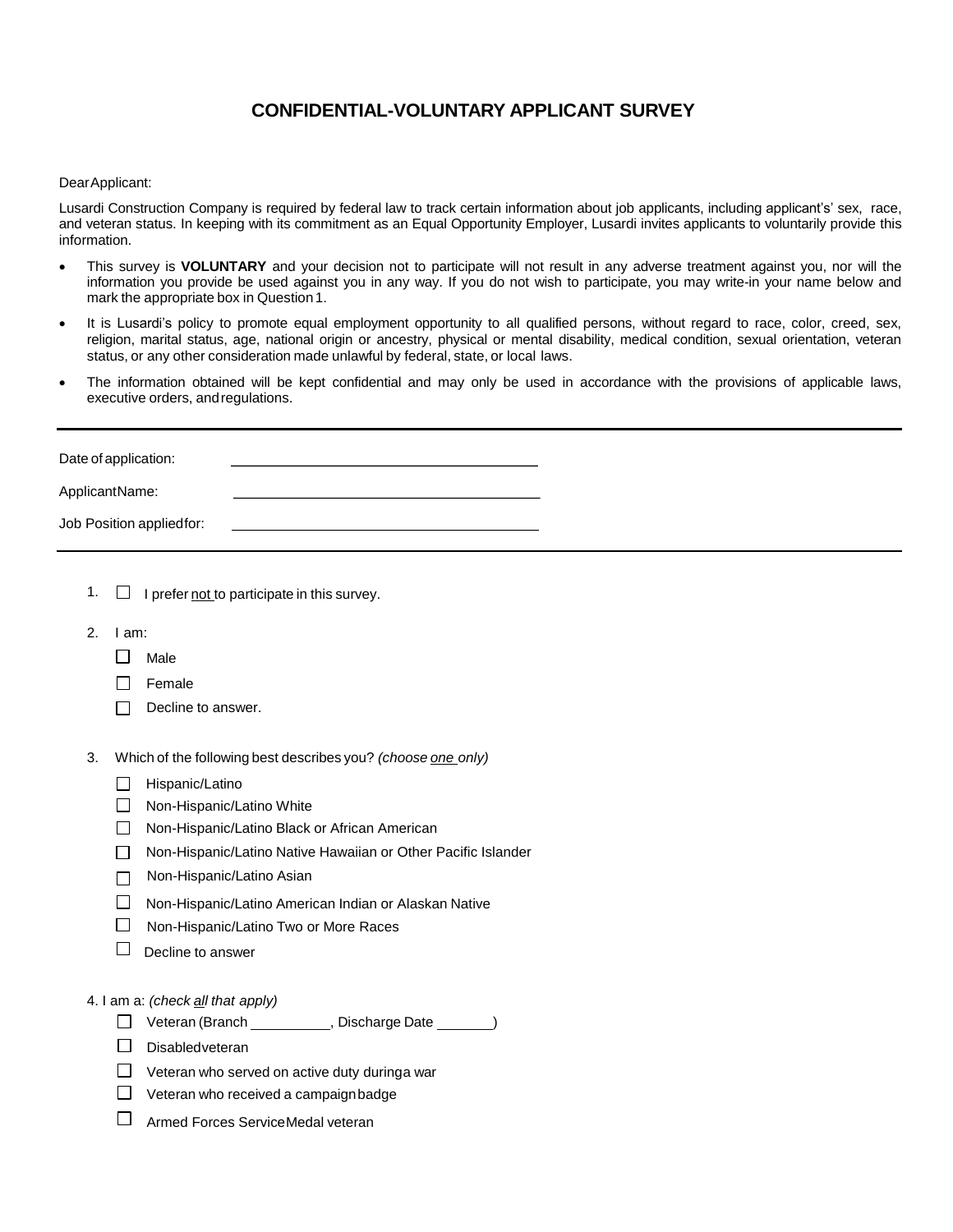# CONFIDENTIAL-VOLUNTARY APPLICANT SURVEY

Dear Applicant:

Lusardi Construction Company is required by federal law to track certain information about job applicants, including applicant's' sex, race, and veteran status. In keeping with its commitment as an Equal Opportunity Employer, Lusardi invites applicants to voluntarily provide this information.

- This survey is **VOLUNTARY** and your decision not to participate will not result in any adverse treatment against you, nor will the information you provide be used against you in any way. If you do not wish to participate, you may write-in your name below and mark the appropriate box in Question 1.
- It is Lusardi's policy to promote equal employment opportunity to all qualified persons, without regard to race, color, creed, sex, religion, marital status, age, national origin or ancestry, physical or mental disability, medical condition, sexual orientation, veteran status, or any other consideration made unlawful by federal, state, or local laws.
- The information obtained will be kept confidential and may only be used in accordance with the provisions of applicable laws, executive orders, and regulations.

---

Date of application: ______________________________

Applicant Name: ______________________________

Job Position applied for: ______________________________

---

1. ☐ I prefer not to participate in this survey.

2. I am:
   - ☐ Male
   - ☐ Female
   - ☐ Decline to answer.

3. Which of the following best describes you? *(choose one only)*
   - ☐ Hispanic/Latino
   - ☐ Non-Hispanic/Latino White
   - ☐ Non-Hispanic/Latino Black or African American
   - ☐ Non-Hispanic/Latino Native Hawaiian or Other Pacific Islander
   - ☐ Non-Hispanic/Latino Asian
   - ☐ Non-Hispanic/Latino American Indian or Alaskan Native
   - ☐ Non-Hispanic/Latino Two or More Races
   - ☐ Decline to answer

4. I am a: *(check all that apply)*
   - ☐ Veteran (Branch __________, Discharge Date _______)
   - ☐ Disabled veteran
   - ☐ Veteran who served on active duty during a war
   - ☐ Veteran who received a campaign badge
   - ☐ Armed Forces Service Medal veteran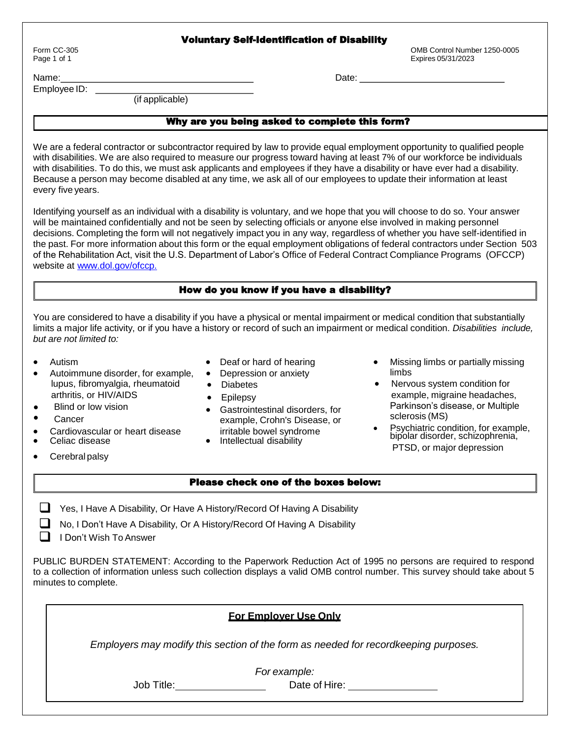# Voluntary Self-Identification of Disability

Form CC-305
Page 1 of 1

OMB Control Number 1250-0005
Expires 05/31/2023

Name:_____________________________________ Date: ____________________________

Employee ID: ______________________________
(if applicable)

## Why are you being asked to complete this form?

We are a federal contractor or subcontractor required by law to provide equal employment opportunity to qualified people with disabilities. We are also required to measure our progress toward having at least 7% of our workforce be individuals with disabilities. To do this, we must ask applicants and employees if they have a disability or have ever had a disability. Because a person may become disabled at any time, we ask all of our employees to update their information at least every five years.

Identifying yourself as an individual with a disability is voluntary, and we hope that you will choose to do so. Your answer will be maintained confidentially and not be seen by selecting officials or anyone else involved in making personnel decisions. Completing the form will not negatively impact you in any way, regardless of whether you have self-identified in the past. For more information about this form or the equal employment obligations of federal contractors under Section 503 of the Rehabilitation Act, visit the U.S. Department of Labor's Office of Federal Contract Compliance Programs (OFCCP) website at www.dol.gov/ofccp.

## How do you know if you have a disability?

You are considered to have a disability if you have a physical or mental impairment or medical condition that substantially limits a major life activity, or if you have a history or record of such an impairment or medical condition. *Disabilities include, but are not limited to:*

- Autism
- Autoimmune disorder, for example, lupus, fibromyalgia, rheumatoid arthritis, or HIV/AIDS
- Blind or low vision
- Cancer
- Cardiovascular or heart disease
- Celiac disease
- Cerebral palsy
- Deaf or hard of hearing
- Depression or anxiety
- Diabetes
- Epilepsy
- Gastrointestinal disorders, for example, Crohn's Disease, or irritable bowel syndrome
- Intellectual disability
- Missing limbs or partially missing limbs
- Nervous system condition for example, migraine headaches, Parkinson's disease, or Multiple sclerosis (MS)
- Psychiatric condition, for example, bipolar disorder, schizophrenia, PTSD, or major depression

## Please check one of the boxes below:

- ☐ Yes, I Have A Disability, Or Have A History/Record Of Having A Disability
- ☐ No, I Don't Have A Disability, Or A History/Record Of Having A Disability
- ☐ I Don't Wish To Answer

PUBLIC BURDEN STATEMENT: According to the Paperwork Reduction Act of 1995 no persons are required to respond to a collection of information unless such collection displays a valid OMB control number. This survey should take about 5 minutes to complete.

**For Employer Use Only**

*Employers may modify this section of the form as needed for recordkeeping purposes.*

*For example:*

Job Title:________________ Date of Hire: ________________